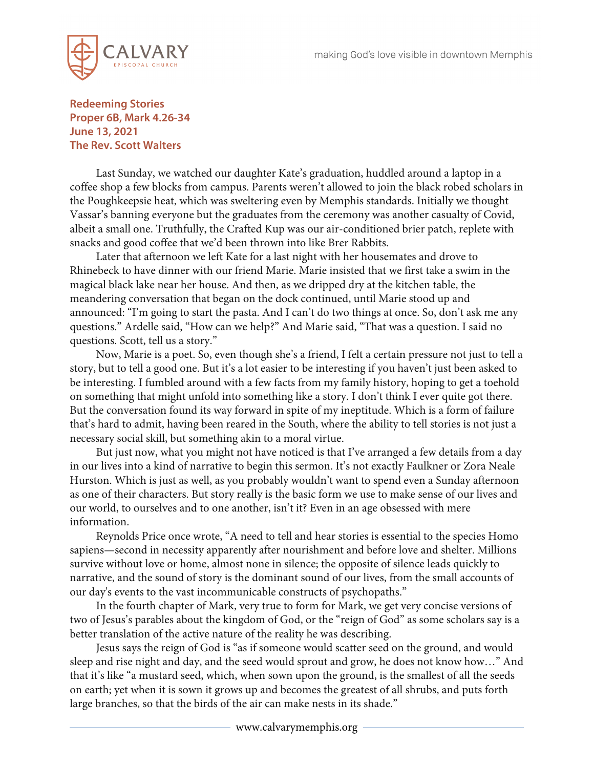**Redeeming Stories**
**Proper 6B, Mark 4.26-34**
**June 13, 2021**
**The Rev. Scott Walters**

Last Sunday, we watched our daughter Kate's graduation, huddled around a laptop in a coffee shop a few blocks from campus. Parents weren't allowed to join the black robed scholars in the Poughkeepsie heat, which was sweltering even by Memphis standards. Initially we thought Vassar's banning everyone but the graduates from the ceremony was another casualty of Covid, albeit a small one. Truthfully, the Crafted Kup was our air-conditioned brier patch, replete with snacks and good coffee that we'd been thrown into like Brer Rabbits.

Later that afternoon we left Kate for a last night with her housemates and drove to Rhinebeck to have dinner with our friend Marie. Marie insisted that we first take a swim in the magical black lake near her house. And then, as we dripped dry at the kitchen table, the meandering conversation that began on the dock continued, until Marie stood up and announced: "I'm going to start the pasta. And I can't do two things at once. So, don't ask me any questions." Ardelle said, "How can we help?" And Marie said, "That was a question. I said no questions. Scott, tell us a story."

Now, Marie is a poet. So, even though she's a friend, I felt a certain pressure not just to tell a story, but to tell a good one. But it's a lot easier to be interesting if you haven't just been asked to be interesting. I fumbled around with a few facts from my family history, hoping to get a toehold on something that might unfold into something like a story. I don't think I ever quite got there. But the conversation found its way forward in spite of my ineptitude. Which is a form of failure that's hard to admit, having been reared in the South, where the ability to tell stories is not just a necessary social skill, but something akin to a moral virtue.

But just now, what you might not have noticed is that I've arranged a few details from a day in our lives into a kind of narrative to begin this sermon. It's not exactly Faulkner or Zora Neale Hurston. Which is just as well, as you probably wouldn't want to spend even a Sunday afternoon as one of their characters. But story really is the basic form we use to make sense of our lives and our world, to ourselves and to one another, isn't it? Even in an age obsessed with mere information.

Reynolds Price once wrote, "A need to tell and hear stories is essential to the species Homo sapiens—second in necessity apparently after nourishment and before love and shelter. Millions survive without love or home, almost none in silence; the opposite of silence leads quickly to narrative, and the sound of story is the dominant sound of our lives, from the small accounts of our day's events to the vast incommunicable constructs of psychopaths."

In the fourth chapter of Mark, very true to form for Mark, we get very concise versions of two of Jesus's parables about the kingdom of God, or the "reign of God" as some scholars say is a better translation of the active nature of the reality he was describing.

Jesus says the reign of God is "as if someone would scatter seed on the ground, and would sleep and rise night and day, and the seed would sprout and grow, he does not know how…" And that it's like "a mustard seed, which, when sown upon the ground, is the smallest of all the seeds on earth; yet when it is sown it grows up and becomes the greatest of all shrubs, and puts forth large branches, so that the birds of the air can make nests in its shade."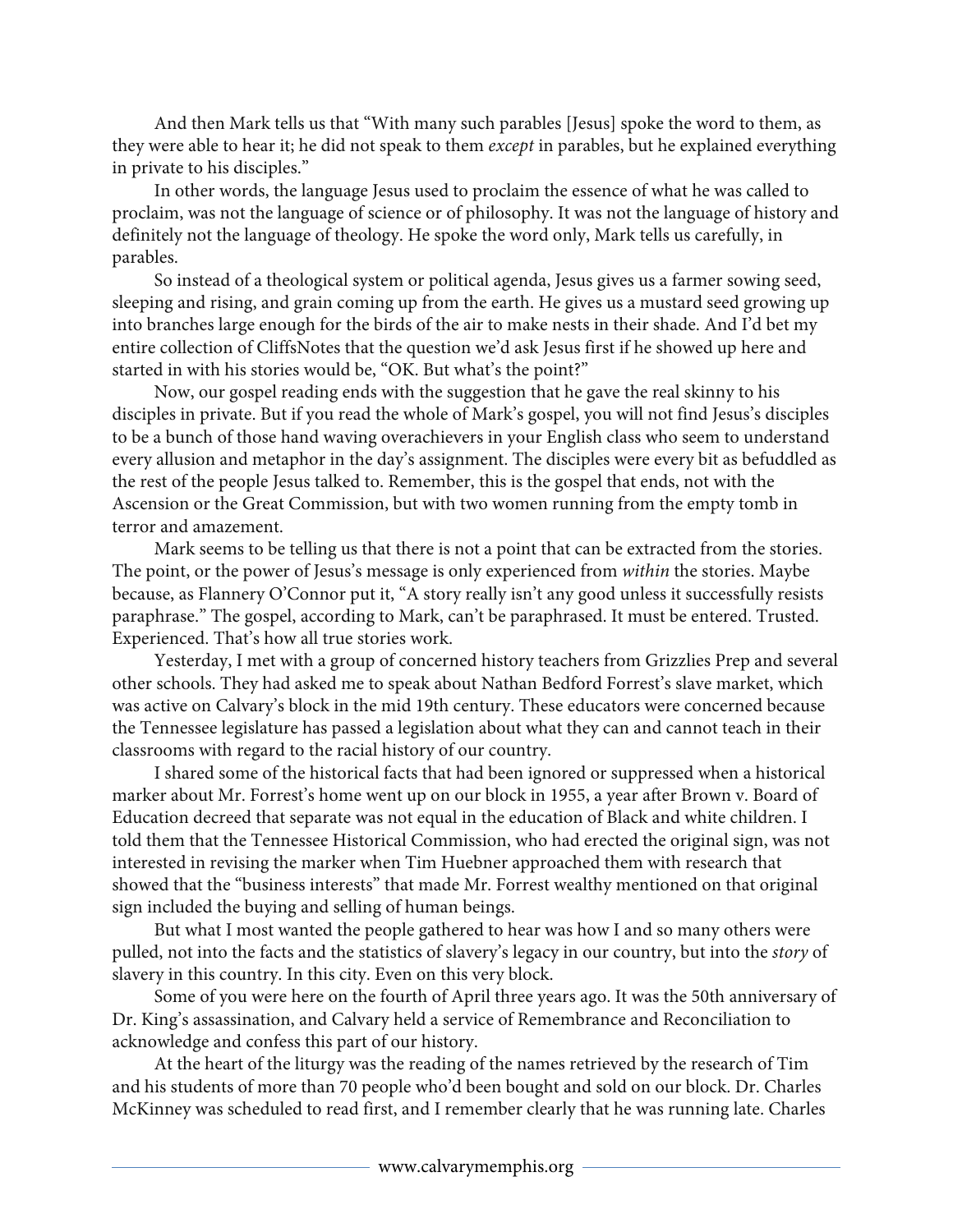And then Mark tells us that "With many such parables [Jesus] spoke the word to them, as they were able to hear it; he did not speak to them *except* in parables, but he explained everything in private to his disciples."

In other words, the language Jesus used to proclaim the essence of what he was called to proclaim, was not the language of science or of philosophy. It was not the language of history and definitely not the language of theology. He spoke the word only, Mark tells us carefully, in parables.

So instead of a theological system or political agenda, Jesus gives us a farmer sowing seed, sleeping and rising, and grain coming up from the earth. He gives us a mustard seed growing up into branches large enough for the birds of the air to make nests in their shade. And I'd bet my entire collection of CliffsNotes that the question we'd ask Jesus first if he showed up here and started in with his stories would be, "OK. But what's the point?"

Now, our gospel reading ends with the suggestion that he gave the real skinny to his disciples in private. But if you read the whole of Mark's gospel, you will not find Jesus's disciples to be a bunch of those hand waving overachievers in your English class who seem to understand every allusion and metaphor in the day's assignment. The disciples were every bit as befuddled as the rest of the people Jesus talked to. Remember, this is the gospel that ends, not with the Ascension or the Great Commission, but with two women running from the empty tomb in terror and amazement.

Mark seems to be telling us that there is not a point that can be extracted from the stories. The point, or the power of Jesus's message is only experienced from *within* the stories. Maybe because, as Flannery O'Connor put it, "A story really isn't any good unless it successfully resists paraphrase." The gospel, according to Mark, can't be paraphrased. It must be entered. Trusted. Experienced. That's how all true stories work.

Yesterday, I met with a group of concerned history teachers from Grizzlies Prep and several other schools. They had asked me to speak about Nathan Bedford Forrest's slave market, which was active on Calvary's block in the mid 19th century. These educators were concerned because the Tennessee legislature has passed a legislation about what they can and cannot teach in their classrooms with regard to the racial history of our country.

I shared some of the historical facts that had been ignored or suppressed when a historical marker about Mr. Forrest's home went up on our block in 1955, a year after Brown v. Board of Education decreed that separate was not equal in the education of Black and white children. I told them that the Tennessee Historical Commission, who had erected the original sign, was not interested in revising the marker when Tim Huebner approached them with research that showed that the "business interests" that made Mr. Forrest wealthy mentioned on that original sign included the buying and selling of human beings.

But what I most wanted the people gathered to hear was how I and so many others were pulled, not into the facts and the statistics of slavery's legacy in our country, but into the *story* of slavery in this country. In this city. Even on this very block.

Some of you were here on the fourth of April three years ago. It was the 50th anniversary of Dr. King's assassination, and Calvary held a service of Remembrance and Reconciliation to acknowledge and confess this part of our history.

At the heart of the liturgy was the reading of the names retrieved by the research of Tim and his students of more than 70 people who'd been bought and sold on our block. Dr. Charles McKinney was scheduled to read first, and I remember clearly that he was running late. Charles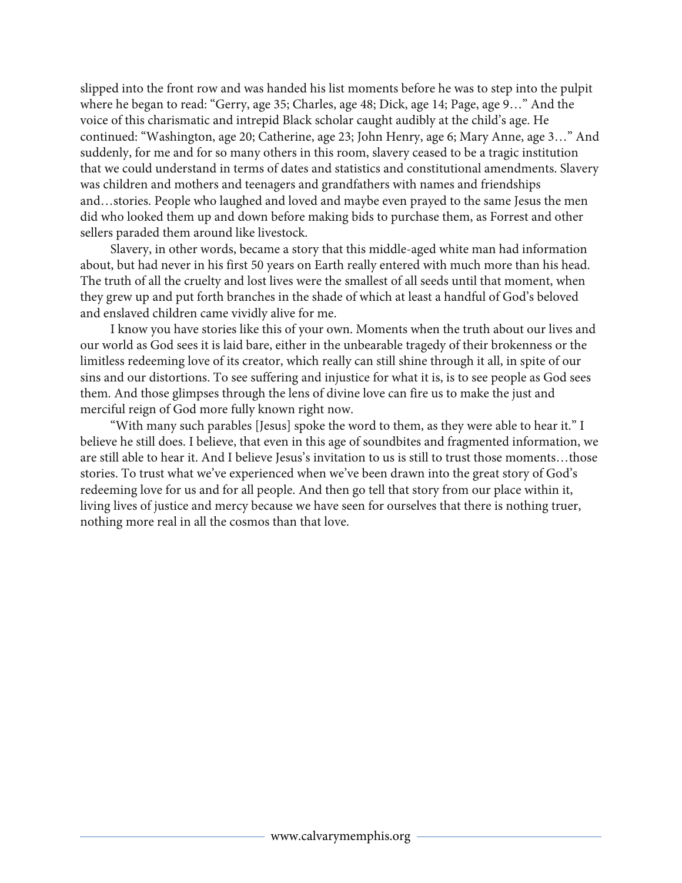slipped into the front row and was handed his list moments before he was to step into the pulpit where he began to read: "Gerry, age 35; Charles, age 48; Dick, age 14; Page, age 9…" And the voice of this charismatic and intrepid Black scholar caught audibly at the child's age. He continued: "Washington, age 20; Catherine, age 23; John Henry, age 6; Mary Anne, age 3…" And suddenly, for me and for so many others in this room, slavery ceased to be a tragic institution that we could understand in terms of dates and statistics and constitutional amendments. Slavery was children and mothers and teenagers and grandfathers with names and friendships and…stories. People who laughed and loved and maybe even prayed to the same Jesus the men did who looked them up and down before making bids to purchase them, as Forrest and other sellers paraded them around like livestock.

Slavery, in other words, became a story that this middle-aged white man had information about, but had never in his first 50 years on Earth really entered with much more than his head. The truth of all the cruelty and lost lives were the smallest of all seeds until that moment, when they grew up and put forth branches in the shade of which at least a handful of God's beloved and enslaved children came vividly alive for me.

I know you have stories like this of your own. Moments when the truth about our lives and our world as God sees it is laid bare, either in the unbearable tragedy of their brokenness or the limitless redeeming love of its creator, which really can still shine through it all, in spite of our sins and our distortions. To see suffering and injustice for what it is, is to see people as God sees them. And those glimpses through the lens of divine love can fire us to make the just and merciful reign of God more fully known right now.

"With many such parables [Jesus] spoke the word to them, as they were able to hear it." I believe he still does. I believe, that even in this age of soundbites and fragmented information, we are still able to hear it. And I believe Jesus's invitation to us is still to trust those moments…those stories. To trust what we've experienced when we've been drawn into the great story of God's redeeming love for us and for all people. And then go tell that story from our place within it, living lives of justice and mercy because we have seen for ourselves that there is nothing truer, nothing more real in all the cosmos than that love.